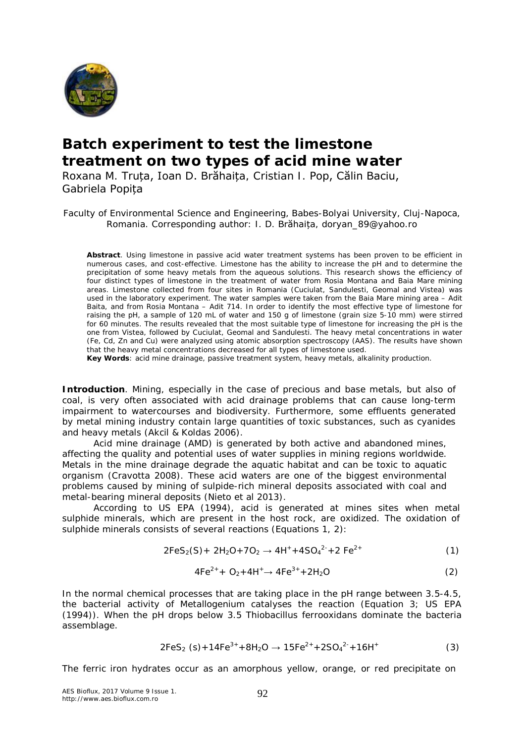# Batch experiment to test the limestone treatment on two types of acid mine water

Roxana M. Truța, Ioan D. Brăhaița, Cristian I. Pop, Călin Baciu, Gabriela Popița

Faculty of Environmental Science and Engineering, Babes-Bolyai University, Cluj-Napoca, Romania. Corresponding author: I. D. Brăhaița, doryan_89@yahoo.ro

**Abstract**. Using limestone in passive acid water treatment systems has been proven to be efficient in numerous cases, and cost-effective. Limestone has the ability to increase the pH and to determine the precipitation of some heavy metals from the aqueous solutions. This research shows the efficiency of four distinct types of limestone in the treatment of water from Rosia Montana and Baia Mare mining areas. Limestone collected from four sites in Romania (Cuciulat, Sandulesti, Geomal and Vistea) was used in the laboratory experiment. The water samples were taken from the Baia Mare mining area – Adit Baita, and from Rosia Montana – Adit 714. In order to identify the most effective type of limestone for raising the pH, a sample of 120 mL of water and 150 g of limestone (grain size 5-10 mm) were stirred for 60 minutes. The results revealed that the most suitable type of limestone for increasing the pH is the one from Vistea, followed by Cuciulat, Geomal and Sandulesti. The heavy metal concentrations in water (Fe, Cd, Zn and Cu) were analyzed using atomic absorption spectroscopy (AAS). The results have shown that the heavy metal concentrations decreased for all types of limestone used.

**Key Words**: acid mine drainage, passive treatment system, heavy metals, alkalinity production.

**Introduction**. Mining, especially in the case of precious and base metals, but also of coal, is very often associated with acid drainage problems that can cause long-term impairment to watercourses and biodiversity. Furthermore, some effluents generated by metal mining industry contain large quantities of toxic substances, such as cyanides and heavy metals (Akcil & Koldas 2006).

Acid mine drainage (AMD) is generated by both active and abandoned mines, affecting the quality and potential uses of water supplies in mining regions worldwide. Metals in the mine drainage degrade the aquatic habitat and can be toxic to aquatic organism (Cravotta 2008). These acid waters are one of the biggest environmental problems caused by mining of sulpide-rich mineral deposits associated with coal and metal-bearing mineral deposits (Nieto et al 2013).

According to US EPA (1994), acid is generated at mines sites when metal sulphide minerals, which are present in the host rock, are oxidized. The oxidation of sulphide minerals consists of several reactions (Equations 1, 2):

$$2FeS_2(S) + 2H_2O + 7O_2 \rightarrow 4H^+ + 4SO_4^{2-} + 2Fe^{2+} \quad (1)$$

$$4Fe^{2+} + O_2 + 4H^+ \rightarrow 4Fe^{3+} + 2H_2O \quad (2)$$

In the normal chemical processes that are taking place in the pH range between 3.5-4.5, the bacterial activity of Metallogenium catalyses the reaction (Equation 3; US EPA (1994)). When the pH drops below 3.5 Thiobacillus ferrooxidans dominate the bacteria assemblage.

$$2FeS_2\,(s) + 14Fe^{3+} + 8H_2O \rightarrow 15Fe^{2+} + 2SO_4^{2-} + 16H^+ \quad (3)$$

The ferric iron hydrates occur as an amorphous yellow, orange, or red precipitate on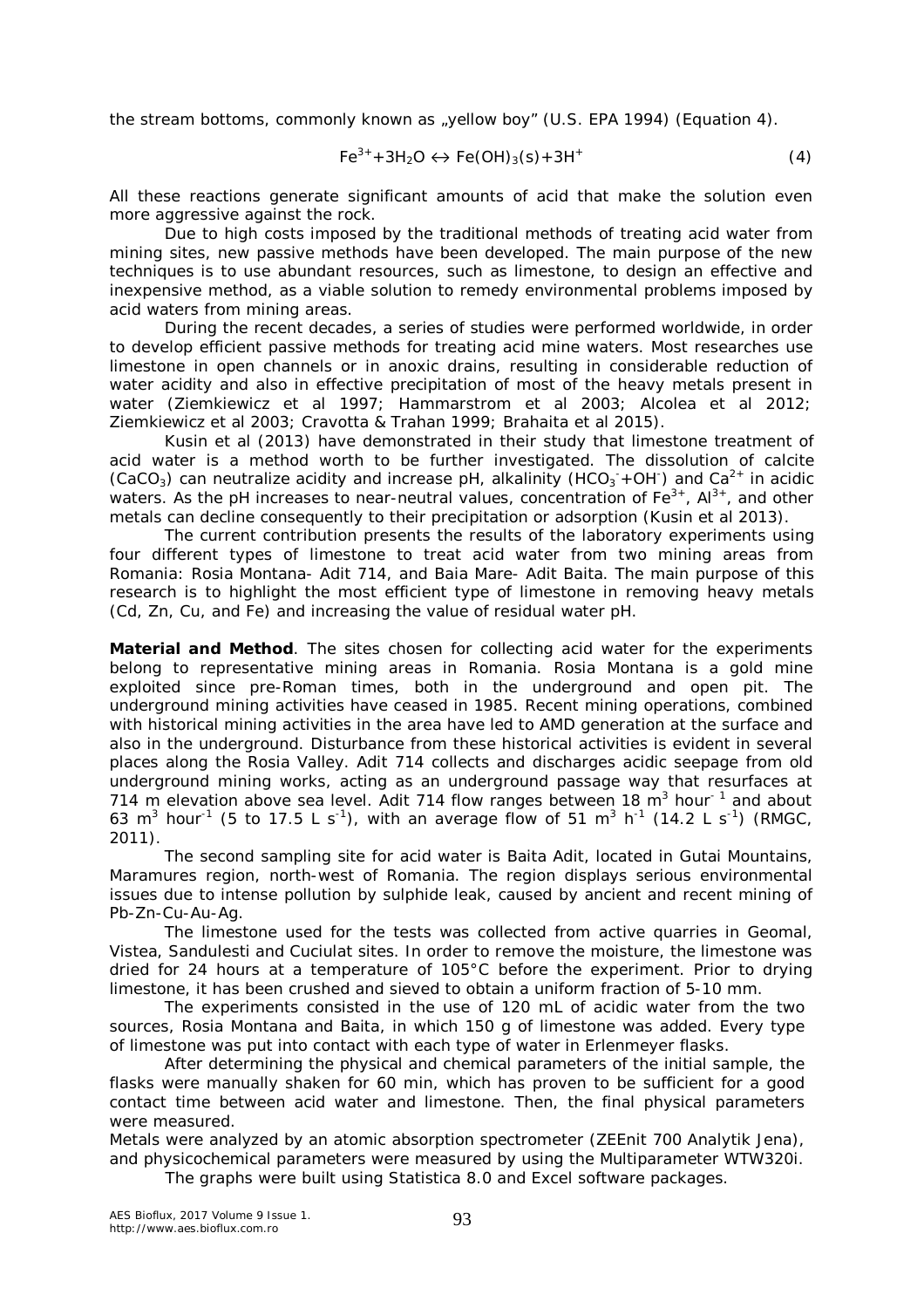the stream bottoms, commonly known as „yellow boy" (U.S. EPA 1994) (Equation 4).

$$Fe^{3+}+3H_2O \leftrightarrow Fe(OH)_3(s)+3H^+ \quad (4)$$

All these reactions generate significant amounts of acid that make the solution even more aggressive against the rock.

Due to high costs imposed by the traditional methods of treating acid water from mining sites, new passive methods have been developed. The main purpose of the new techniques is to use abundant resources, such as limestone, to design an effective and inexpensive method, as a viable solution to remedy environmental problems imposed by acid waters from mining areas.

During the recent decades, a series of studies were performed worldwide, in order to develop efficient passive methods for treating acid mine waters. Most researches use limestone in open channels or in anoxic drains, resulting in considerable reduction of water acidity and also in effective precipitation of most of the heavy metals present in water (Ziemkiewicz et al 1997; Hammarstrom et al 2003; Alcolea et al 2012; Ziemkiewicz et al 2003; Cravotta & Trahan 1999; Brahaita et al 2015).

Kusin et al (2013) have demonstrated in their study that limestone treatment of acid water is a method worth to be further investigated. The dissolution of calcite ($CaCO_3$) can neutralize acidity and increase pH, alkalinity ($HCO_3^-$+$OH^-$) and $Ca^{2+}$ in acidic waters. As the pH increases to near-neutral values, concentration of $Fe^{3+}$, $Al^{3+}$, and other metals can decline consequently to their precipitation or adsorption (Kusin et al 2013).

The current contribution presents the results of the laboratory experiments using four different types of limestone to treat acid water from two mining areas from Romania: Rosia Montana- Adit 714, and Baia Mare- Adit Baita. The main purpose of this research is to highlight the most efficient type of limestone in removing heavy metals (Cd, Zn, Cu, and Fe) and increasing the value of residual water pH.

**Material and Method**. The sites chosen for collecting acid water for the experiments belong to representative mining areas in Romania. Rosia Montana is a gold mine exploited since pre-Roman times, both in the underground and open pit. The underground mining activities have ceased in 1985. Recent mining operations, combined with historical mining activities in the area have led to AMD generation at the surface and also in the underground. Disturbance from these historical activities is evident in several places along the Rosia Valley. Adit 714 collects and discharges acidic seepage from old underground mining works, acting as an underground passage way that resurfaces at 714 m elevation above sea level. Adit 714 flow ranges between 18 $m^3$ $hour^{-1}$ and about 63 $m^3$ $hour^{-1}$ (5 to 17.5 L $s^{-1}$), with an average flow of 51 $m^3$ $h^{-1}$ (14.2 L $s^{-1}$) (RMGC, 2011).

The second sampling site for acid water is Baita Adit, located in Gutai Mountains, Maramures region, north-west of Romania. The region displays serious environmental issues due to intense pollution by sulphide leak, caused by ancient and recent mining of Pb-Zn-Cu-Au-Ag.

The limestone used for the tests was collected from active quarries in Geomal, Vistea, Sandulesti and Cuciulat sites. In order to remove the moisture, the limestone was dried for 24 hours at a temperature of 105°C before the experiment. Prior to drying limestone, it has been crushed and sieved to obtain a uniform fraction of 5-10 mm.

The experiments consisted in the use of 120 mL of acidic water from the two sources, Rosia Montana and Baita, in which 150 g of limestone was added. Every type of limestone was put into contact with each type of water in Erlenmeyer flasks.

After determining the physical and chemical parameters of the initial sample, the flasks were manually shaken for 60 min, which has proven to be sufficient for a good contact time between acid water and limestone. Then, the final physical parameters were measured.

Metals were analyzed by an atomic absorption spectrometer (ZEEnit 700 Analytik Jena), and physicochemical parameters were measured by using the Multiparameter WTW320i.

The graphs were built using Statistica 8.0 and Excel software packages.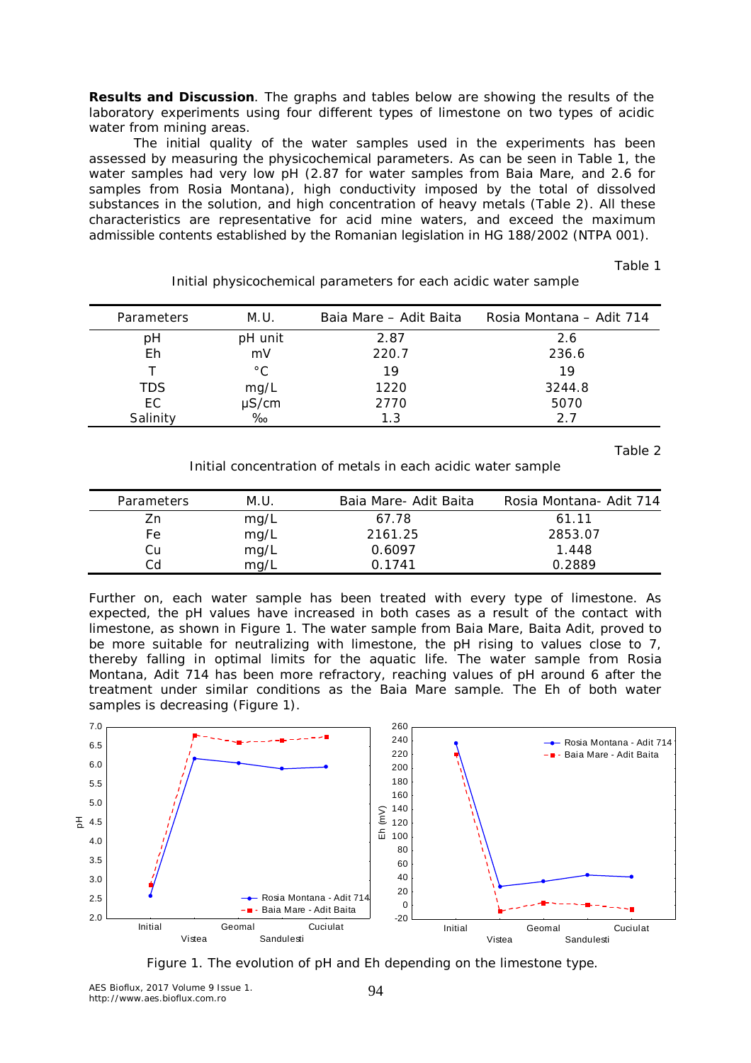**Results and Discussion**. The graphs and tables below are showing the results of the laboratory experiments using four different types of limestone on two types of acidic water from mining areas.

The initial quality of the water samples used in the experiments has been assessed by measuring the physicochemical parameters. As can be seen in Table 1, the water samples had very low pH (2.87 for water samples from Baia Mare, and 2.6 for samples from Rosia Montana), high conductivity imposed by the total of dissolved substances in the solution, and high concentration of heavy metals (Table 2). All these characteristics are representative for acid mine waters, and exceed the maximum admissible contents established by the Romanian legislation in HG 188/2002 (NTPA 001).

Table 1

Initial physicochemical parameters for each acidic water sample

| Parameters | M.U. | Baia Mare – Adit Baita | Rosia Montana – Adit 714 |
|---|---|---|---|
| pH | pH unit | 2.87 | 2.6 |
| Eh | mV | 220.7 | 236.6 |
| T | °C | 19 | 19 |
| TDS | mg/L | 1220 | 3244.8 |
| EC | μS/cm | 2770 | 5070 |
| Salinity | ‰ | 1.3 | 2.7 |

Table 2

Initial concentration of metals in each acidic water sample

| Parameters | M.U. | Baia Mare- Adit Baita | Rosia Montana- Adit 714 |
|---|---|---|---|
| Zn | mg/L | 67.78 | 61.11 |
| Fe | mg/L | 2161.25 | 2853.07 |
| Cu | mg/L | 0.6097 | 1.448 |
| Cd | mg/L | 0.1741 | 0.2889 |

Further on, each water sample has been treated with every type of limestone. As expected, the pH values have increased in both cases as a result of the contact with limestone, as shown in Figure 1. The water sample from Baia Mare, Baita Adit, proved to be more suitable for neutralizing with limestone, the pH rising to values close to 7, thereby falling in optimal limits for the aquatic life. The water sample from Rosia Montana, Adit 714 has been more refractory, reaching values of pH around 6 after the treatment under similar conditions as the Baia Mare sample. The Eh of both water samples is decreasing (Figure 1).

Figure 1. The evolution of pH and Eh depending on the limestone type.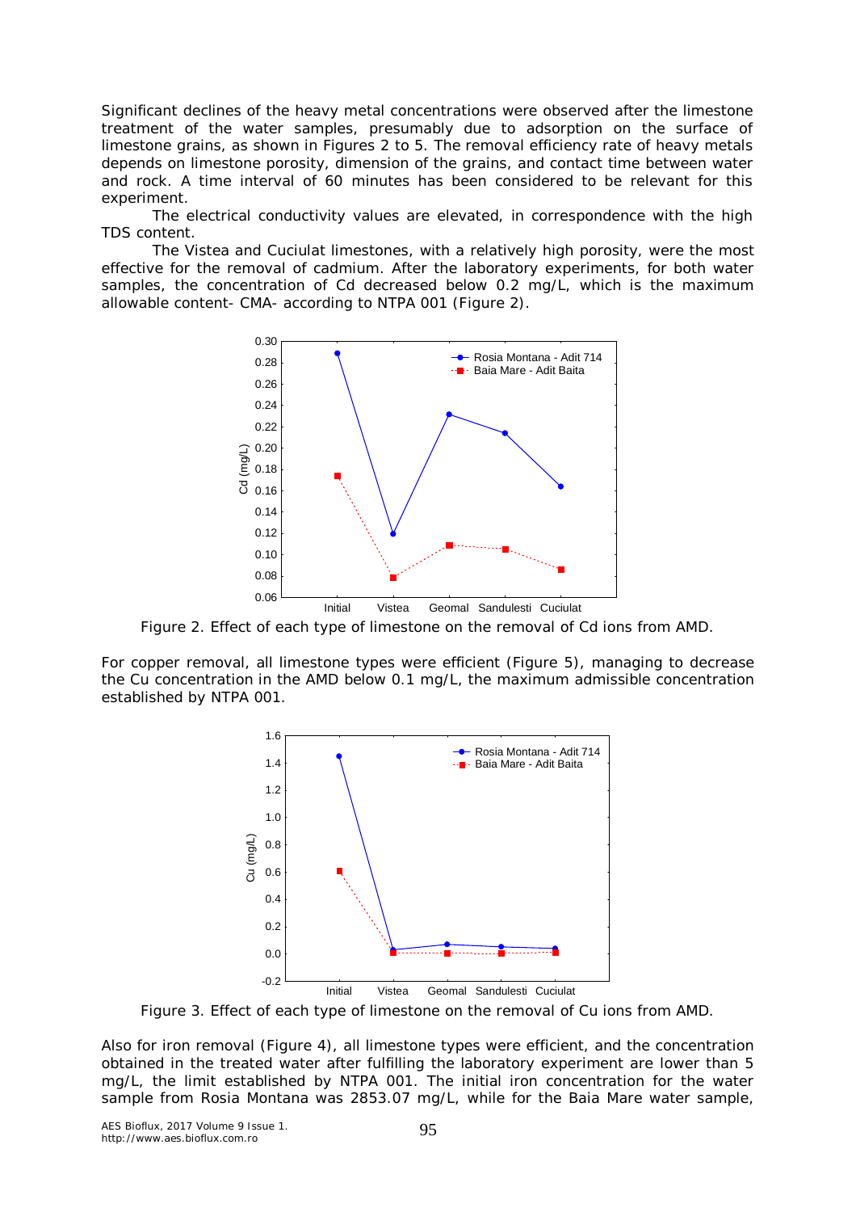Significant declines of the heavy metal concentrations were observed after the limestone treatment of the water samples, presumably due to adsorption on the surface of limestone grains, as shown in Figures 2 to 5. The removal efficiency rate of heavy metals depends on limestone porosity, dimension of the grains, and contact time between water and rock. A time interval of 60 minutes has been considered to be relevant for this experiment.

The electrical conductivity values are elevated, in correspondence with the high TDS content.

The Vistea and Cuciulat limestones, with a relatively high porosity, were the most effective for the removal of cadmium. After the laboratory experiments, for both water samples, the concentration of Cd decreased below 0.2 mg/L, which is the maximum allowable content- CMA- according to NTPA 001 (Figure 2).

Figure 2. Effect of each type of limestone on the removal of Cd ions from AMD.

For copper removal, all limestone types were efficient (Figure 5), managing to decrease the Cu concentration in the AMD 0.1 mg/L, the maximum admissible concentration established by NTPA 001.

Figure 3. Effect of each type of limestone on the removal of Cu ions from AMD.

Also for iron removal (Figure 4), all limestone types were efficient, and the concentration obtained in the treated water after fulfilling the laboratory experiment are lower than 5 mg/L, the limit established by NTPA 001. The initial iron concentration for the water sample from Rosia Montana was 2853.07 mg/L, while for the Baia Mare water sample,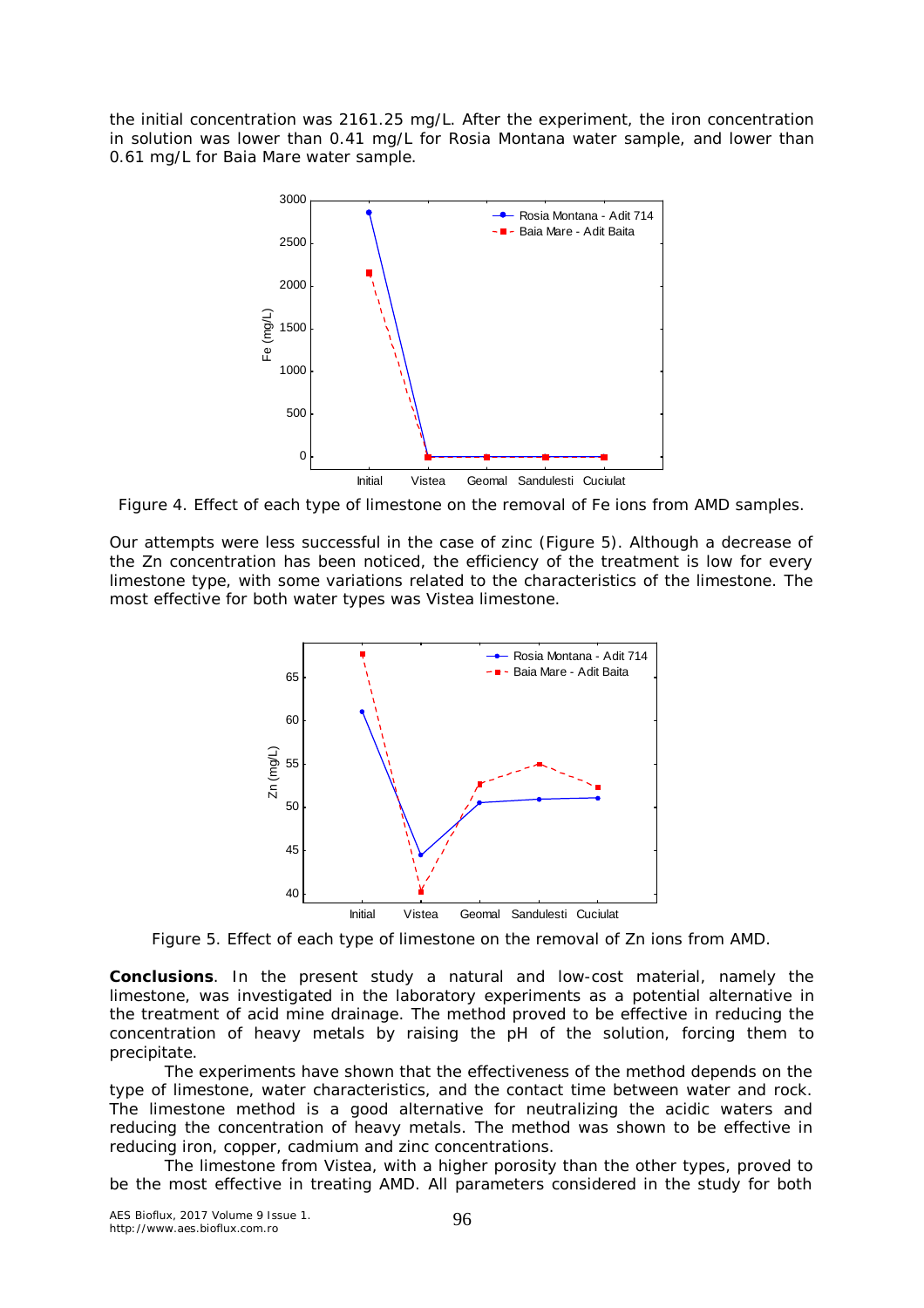the initial concentration was 2161.25 mg/L. After the experiment, the iron concentration in solution was lower than 0.41 mg/L for Rosia Montana water sample, and lower than 0.61 mg/L for Baia Mare water sample.

Figure 4. Effect of each type of limestone on the removal of Fe ions from AMD samples.

Our attempts were less successful in the case of zinc (Figure 5). Although a decrease of the Zn concentration has been noticed, the efficiency of the treatment is low for every limestone type, with some variations related to the characteristics of the limestone. The most effective for both water types was Vistea limestone.

Figure 5. Effect of each type of limestone on the removal of Zn ions from AMD.

**Conclusions**. In the present study a natural and low-cost material, namely the limestone, was investigated in the laboratory experiments as a potential alternative in the treatment of acid mine drainage. The method proved to be effective in reducing the concentration of heavy metals by raising the pH of the solution, forcing them to precipitate.

The experiments have shown that the effectiveness of the method depends on the type of limestone, water characteristics, and the contact time between water and rock. The limestone method is a good alternative for neutralizing the acidic waters and reducing the concentration of heavy metals. The method was shown to be effective in reducing iron, copper, cadmium and zinc concentrations.

The limestone from Vistea, with a higher porosity than the other types, proved to be the most effective in treating AMD. All parameters considered in the study for both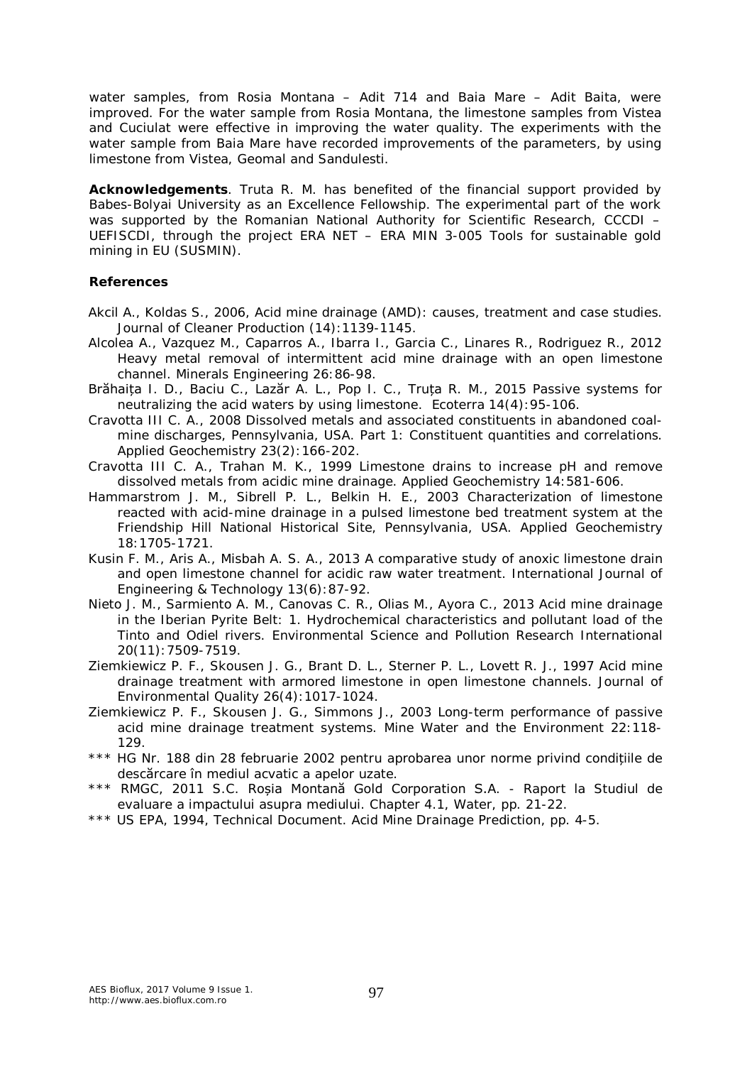water samples, from Rosia Montana – Adit 714 and Baia Mare – Adit Baita, were improved. For the water sample from Rosia Montana, the limestone samples from Vistea and Cuciulat were effective in improving the water quality. The experiments with the water sample from Baia Mare have recorded improvements of the parameters, by using limestone from Vistea, Geomal and Sandulesti.

**Acknowledgements**. Truta R. M. has benefited of the financial support provided by Babes-Bolyai University as an Excellence Fellowship. The experimental part of the work was supported by the Romanian National Authority for Scientific Research, CCCDI – UEFISCDI, through the project ERA NET – ERA MIN 3-005 Tools for sustainable gold mining in EU (SUSMIN).

**References**

Akcil A., Koldas S., 2006, Acid mine drainage (AMD): causes, treatment and case studies. Journal of Cleaner Production (14):1139-1145.

Alcolea A., Vazquez M., Caparros A., Ibarra I., Garcia C., Linares R., Rodriguez R., 2012 Heavy metal removal of intermittent acid mine drainage with an open limestone channel. Minerals Engineering 26:86-98.

Brăhaița I. D., Baciu C., Lazăr A. L., Pop I. C., Truța R. M., 2015 Passive systems for neutralizing the acid waters by using limestone. Ecoterra 14(4):95-106.

Cravotta III C. A., 2008 Dissolved metals and associated constituents in abandoned coal-mine discharges, Pennsylvania, USA. Part 1: Constituent quantities and correlations. Applied Geochemistry 23(2):166-202.

Cravotta III C. A., Trahan M. K., 1999 Limestone drains to increase pH and remove dissolved metals from acidic mine drainage. Applied Geochemistry 14:581-606.

Hammarstrom J. M., Sibrell P. L., Belkin H. E., 2003 Characterization of limestone reacted with acid-mine drainage in a pulsed limestone bed treatment system at the Friendship Hill National Historical Site, Pennsylvania, USA. Applied Geochemistry 18:1705-1721.

Kusin F. M., Aris A., Misbah A. S. A., 2013 A comparative study of anoxic limestone drain and open limestone channel for acidic raw water treatment. International Journal of Engineering & Technology 13(6):87-92.

Nieto J. M., Sarmiento A. M., Canovas C. R., Olias M., Ayora C., 2013 Acid mine drainage in the Iberian Pyrite Belt: 1. Hydrochemical characteristics and pollutant load of the Tinto and Odiel rivers. Environmental Science and Pollution Research International 20(11):7509-7519.

Ziemkiewicz P. F., Skousen J. G., Brant D. L., Sterner P. L., Lovett R. J., 1997 Acid mine drainage treatment with armored limestone in open limestone channels. Journal of Environmental Quality 26(4):1017-1024.

Ziemkiewicz P. F., Skousen J. G., Simmons J., 2003 Long-term performance of passive acid mine drainage treatment systems. Mine Water and the Environment 22:118-129.

\*\*\* HG Nr. 188 din 28 februarie 2002 pentru aprobarea unor norme privind condițiile de descărcare în mediul acvatic a apelor uzate.

\*\*\* RMGC, 2011 S.C. Roșia Montană Gold Corporation S.A. - Raport la Studiul de evaluare a impactului asupra mediului. Chapter 4.1, Water, pp. 21-22.

\*\*\* US EPA, 1994, Technical Document. Acid Mine Drainage Prediction, pp. 4-5.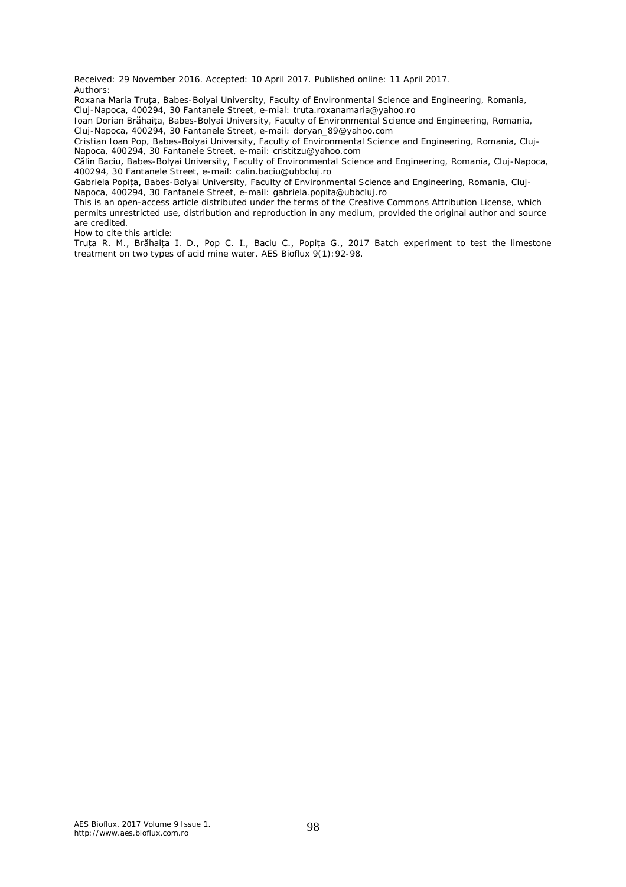Received: 29 November 2016. Accepted: 10 April 2017. Published online: 11 April 2017.

Authors:

Roxana Maria Truța, Babes-Bolyai University, Faculty of Environmental Science and Engineering, Romania, Cluj-Napoca, 400294, 30 Fantanele Street, e-mial: truta.roxanamaria@yahoo.ro

Ioan Dorian Brăhaița, Babes-Bolyai University, Faculty of Environmental Science and Engineering, Romania, Cluj-Napoca, 400294, 30 Fantanele Street, e-mail: doryan_89@yahoo.com

Cristian Ioan Pop, Babes-Bolyai University, Faculty of Environmental Science and Engineering, Romania, Cluj-Napoca, 400294, 30 Fantanele Street, e-mail: cristitzu@yahoo.com

Călin Baciu, Babes-Bolyai University, Faculty of Environmental Science and Engineering, Romania, Cluj-Napoca, 400294, 30 Fantanele Street, e-mail: calin.baciu@ubbcluj.ro

Gabriela Popița, Babes-Bolyai University, Faculty of Environmental Science and Engineering, Romania, Cluj-Napoca, 400294, 30 Fantanele Street, e-mail: gabriela.popita@ubbcluj.ro

This is an open-access article distributed under the terms of the Creative Commons Attribution License, which permits unrestricted use, distribution and reproduction in any medium, provided the original author and source are credited.

How to cite this article:

Truța R. M., Brăhaița I. D., Pop C. I., Baciu C., Popița G., 2017 Batch experiment to test the limestone treatment on two types of acid mine water. AES Bioflux 9(1):92-98.